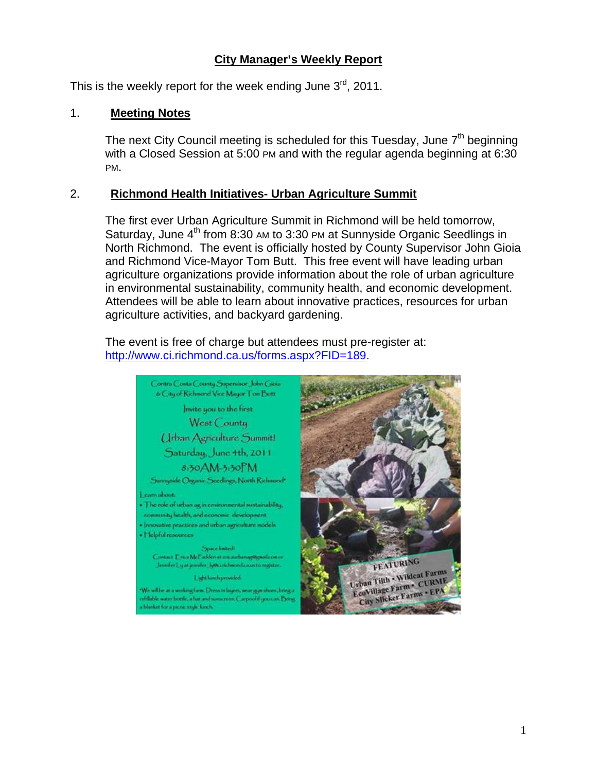# City Manager's Weekly Report

This is the weekly report for the week ending June 3rd, 2011.

## 1. Meeting Notes

The next City Council meeting is scheduled for this Tuesday, June 7th beginning with a Closed Session at 5:00 PM and with the regular agenda beginning at 6:30 PM.

## 2. Richmond Health Initiatives- Urban Agriculture Summit

The first ever Urban Agriculture Summit in Richmond will be held tomorrow, Saturday, June 4th from 8:30 AM to 3:30 PM at Sunnyside Organic Seedlings in North Richmond. The event is officially hosted by County Supervisor John Gioia and Richmond Vice-Mayor Tom Butt. This free event will have leading urban agriculture organizations provide information about the role of urban agriculture in environmental sustainability, community health, and economic development. Attendees will be able to learn about innovative practices, resources for urban agriculture activities, and backyard gardening.

The event is free of charge but attendees must pre-register at: http://www.ci.richmond.ca.us/forms.aspx?FID=189.

Contra Costa County Supervisor John Gioia & City of Richmond Vice Mayor Tom Butt

Invite you to the first West County Urban Agriculture Summit!

Saturday, June 4th, 2011

8:30AM-3:30PM

Sunnyside Organic Seedlings, North Richmond*

Learn about:

- The role of urban ag in environmental sustainability, community health, and economic development
- Innovative practices and urban agriculture models
- Helpful resources

Space limited! Contact Erica McFadden at ericaurbanag@gmail.com or Jennifer Ly at jennifer_ly@ci.richmond.ca.us to register.

Light lunch provided.

*We will be at a working farm. Dress in layers, wear gym shoes, bring a refillable water bottle, a hat and sunscreen. Carpool if you can. Bring a blanket for a picnic style lunch.

FEATURING

Urban Tilth • Wildcat Farms • EcoVillage Farm • CURME • City Slicker Farms • EPA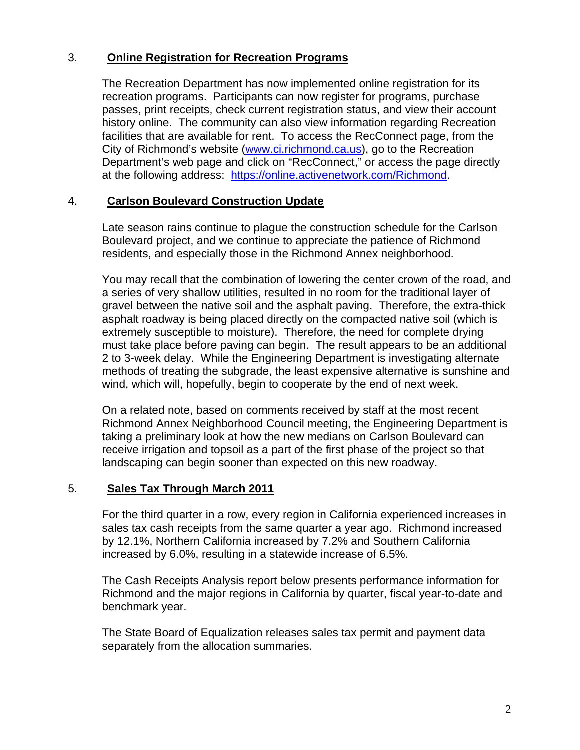3. **Online Registration for Recreation Programs**

The Recreation Department has now implemented online registration for its recreation programs. Participants can now register for programs, purchase passes, print receipts, check current registration status, and view their account history online. The community can also view information regarding Recreation facilities that are available for rent. To access the RecConnect page, from the City of Richmond's website (www.ci.richmond.ca.us), go to the Recreation Department's web page and click on "RecConnect," or access the page directly at the following address: https://online.activenetwork.com/Richmond.

4. **Carlson Boulevard Construction Update**

Late season rains continue to plague the construction schedule for the Carlson Boulevard project, and we continue to appreciate the patience of Richmond residents, and especially those in the Richmond Annex neighborhood.

You may recall that the combination of lowering the center crown of the road, and a series of very shallow utilities, resulted in no room for the traditional layer of gravel between the native soil and the asphalt paving. Therefore, the extra-thick asphalt roadway is being placed directly on the compacted native soil (which is extremely susceptible to moisture). Therefore, the need for complete drying must take place before paving can begin. The result appears to be an additional 2 to 3-week delay. While the Engineering Department is investigating alternate methods of treating the subgrade, the least expensive alternative is sunshine and wind, which will, hopefully, begin to cooperate by the end of next week.

On a related note, based on comments received by staff at the most recent Richmond Annex Neighborhood Council meeting, the Engineering Department is taking a preliminary look at how the new medians on Carlson Boulevard can receive irrigation and topsoil as a part of the first phase of the project so that landscaping can begin sooner than expected on this new roadway.

5. **Sales Tax Through March 2011**

For the third quarter in a row, every region in California experienced increases in sales tax cash receipts from the same quarter a year ago. Richmond increased by 12.1%, Northern California increased by 7.2% and Southern California increased by 6.0%, resulting in a statewide increase of 6.5%.

The Cash Receipts Analysis report below presents performance information for Richmond and the major regions in California by quarter, fiscal year-to-date and benchmark year.

The State Board of Equalization releases sales tax permit and payment data separately from the allocation summaries.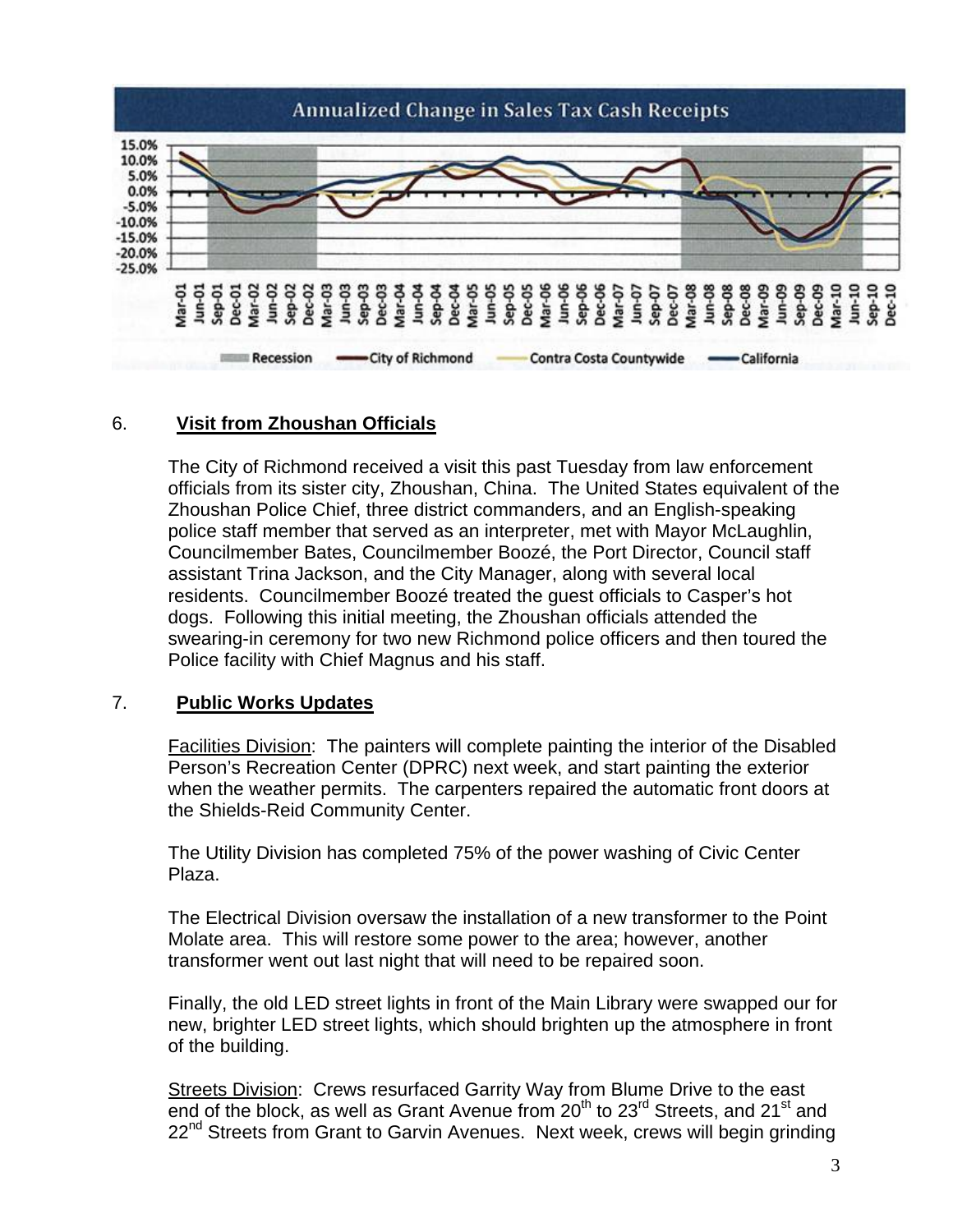6. **Visit from Zhoushan Officials**

The City of Richmond received a visit this past Tuesday from law enforcement officials from its sister city, Zhoushan, China. The United States equivalent of the Zhoushan Police Chief, three district commanders, and an English-speaking police staff member that served as an interpreter, met with Mayor McLaughlin, Councilmember Bates, Councilmember Boozé, the Port Director, Council staff assistant Trina Jackson, and the City Manager, along with several local residents. Councilmember Boozé treated the guest officials to Casper's hot dogs. Following this initial meeting, the Zhoushan officials attended the swearing-in ceremony for two new Richmond police officers and then toured the Police facility with Chief Magnus and his staff.

7. **Public Works Updates**

Facilities Division: The painters will complete painting the interior of the Disabled Person's Recreation Center (DPRC) next week, and start painting the exterior when the weather permits. The carpenters repaired the automatic front doors at the Shields-Reid Community Center.

The Utility Division has completed 75% of the power washing of Civic Center Plaza.

The Electrical Division oversaw the installation of a new transformer to the Point Molate area. This will restore some power to the area; however, another transformer went out last night that will need to be repaired soon.

Finally, the old LED street lights in front of the Main Library were swapped our for new, brighter LED street lights, which should brighten up the atmosphere in front of the building.

Streets Division: Crews resurfaced Garrity Way from Blume Drive to the east end of the block, as well as Grant Avenue from 20th to 23rd Streets, and 21st and 22nd Streets from Grant to Garvin Avenues. Next week, crews will begin grinding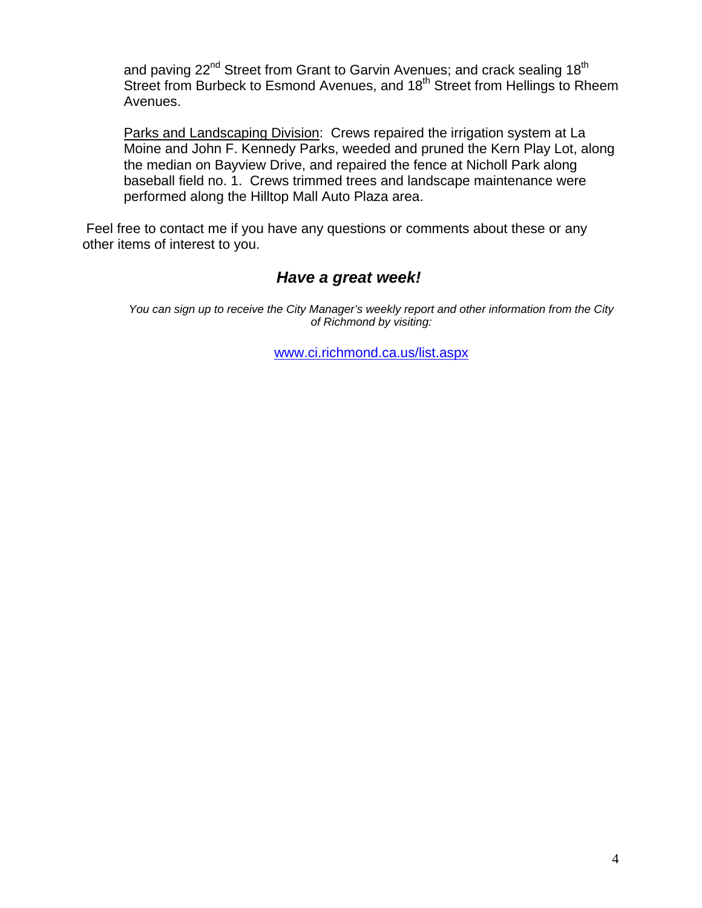and paving 22nd Street from Grant to Garvin Avenues; and crack sealing 18th Street from Burbeck to Esmond Avenues, and 18th Street from Hellings to Rheem Avenues.

Parks and Landscaping Division: Crews repaired the irrigation system at La Moine and John F. Kennedy Parks, weeded and pruned the Kern Play Lot, along the median on Bayview Drive, and repaired the fence at Nicholl Park along baseball field no. 1. Crews trimmed trees and landscape maintenance were performed along the Hilltop Mall Auto Plaza area.

Feel free to contact me if you have any questions or comments about these or any other items of interest to you.

***Have a great week!***

*You can sign up to receive the City Manager's weekly report and other information from the City of Richmond by visiting:*

www.ci.richmond.ca.us/list.aspx